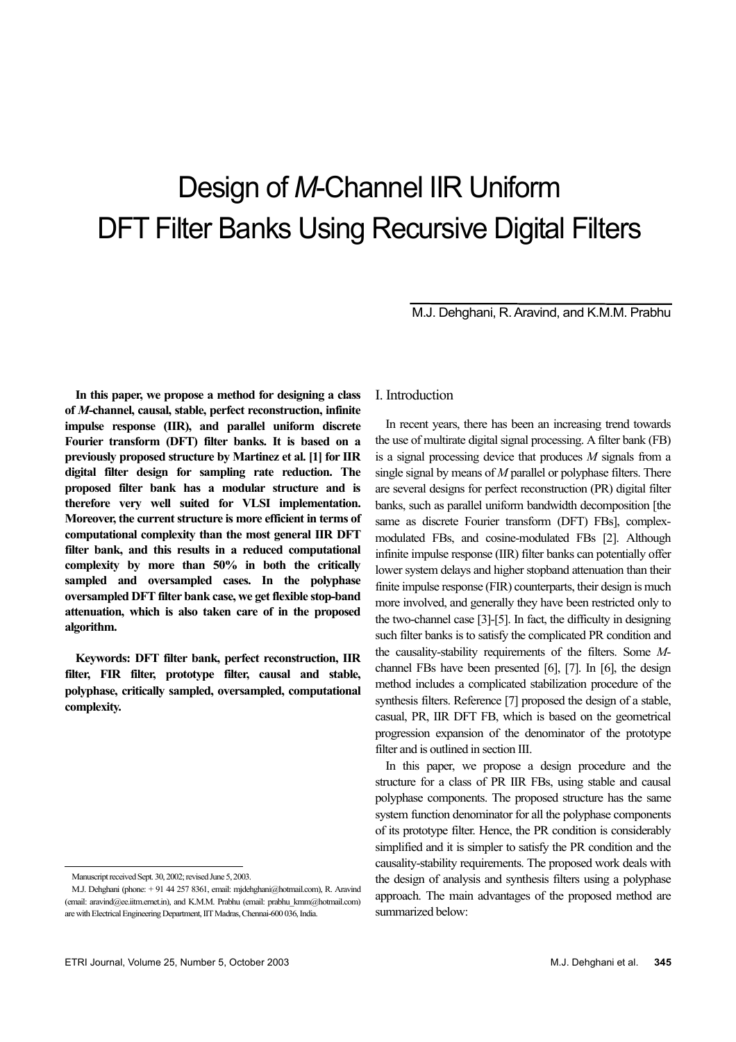# Design of *M*-Channel IIR Uniform DFT Filter Banks Using Recursive Digital Filters

M.J. Dehghani, R. Aravind, and K.M.M. Prabhu

**In this paper, we propose a method for designing a class of *M*-channel, causal, stable, perfect reconstruction, infinite impulse response (IIR), and parallel uniform discrete Fourier transform (DFT) filter banks. It is based on a previously proposed structure by Martinez et al. [1] for IIR digital filter design for sampling rate reduction. The proposed filter bank has a modular structure and is therefore very well suited for VLSI implementation. Moreover, the current structure is more efficient in terms of computational complexity than the most general IIR DFT filter bank, and this results in a reduced computational complexity by more than 50% in both the critically sampled and oversampled cases. In the polyphase oversampled DFT filter bank case, we get flexible stop-band attenuation, which is also taken care of in the proposed algorithm.**

**Keywords: DFT filter bank, perfect reconstruction, IIR filter, FIR filter, prototype filter, causal and stable, polyphase, critically sampled, oversampled, computational complexity.**

Manuscript received Sept. 30, 2002; revised June 5, 2003.

M.J. Dehghani (phone: + 91 44 257 8361, email: mjdehghani@hotmail.com), R. Aravind (email: aravind@ee.iitm.ernet.in), and K.M.M. Prabhu (email: prabhu_kmm@hotmail.com) are with Electrical Engineering Department, IIT Madras, Chennai-600 036, India.

## I. Introduction

In recent years, there has been an increasing trend towards the use of multirate digital signal processing. A filter bank (FB) is a signal processing device that produces *M* signals from a single signal by means of *M* parallel or polyphase filters. There are several designs for perfect reconstruction (PR) digital filter banks, such as parallel uniform bandwidth decomposition [the same as discrete Fourier transform (DFT) FBs], complex-modulated FBs, and cosine-modulated FBs [2]. Although infinite impulse response (IIR) filter banks can potentially offer lower system delays and higher stopband attenuation than their finite impulse response (FIR) counterparts, their design is much more involved, and generally they have been restricted only to the two-channel case [3]-[5]. In fact, the difficulty in designing such filter banks is to satisfy the complicated PR condition and the causality-stability requirements of the filters. Some *M*-channel FBs have been presented [6], [7]. In [6], the design method includes a complicated stabilization procedure of the synthesis filters. Reference [7] proposed the design of a stable, casual, PR, IIR DFT FB, which is based on the geometrical progression expansion of the denominator of the prototype filter and is outlined in section III.

In this paper, we propose a design procedure and the structure for a class of PR IIR FBs, using stable and causal polyphase components. The proposed structure has the same system function denominator for all the polyphase components of its prototype filter. Hence, the PR condition is considerably simplified and it is simpler to satisfy the PR condition and the causality-stability requirements. The proposed work deals with the design of analysis and synthesis filters using a polyphase approach. The main advantages of the proposed method are summarized below: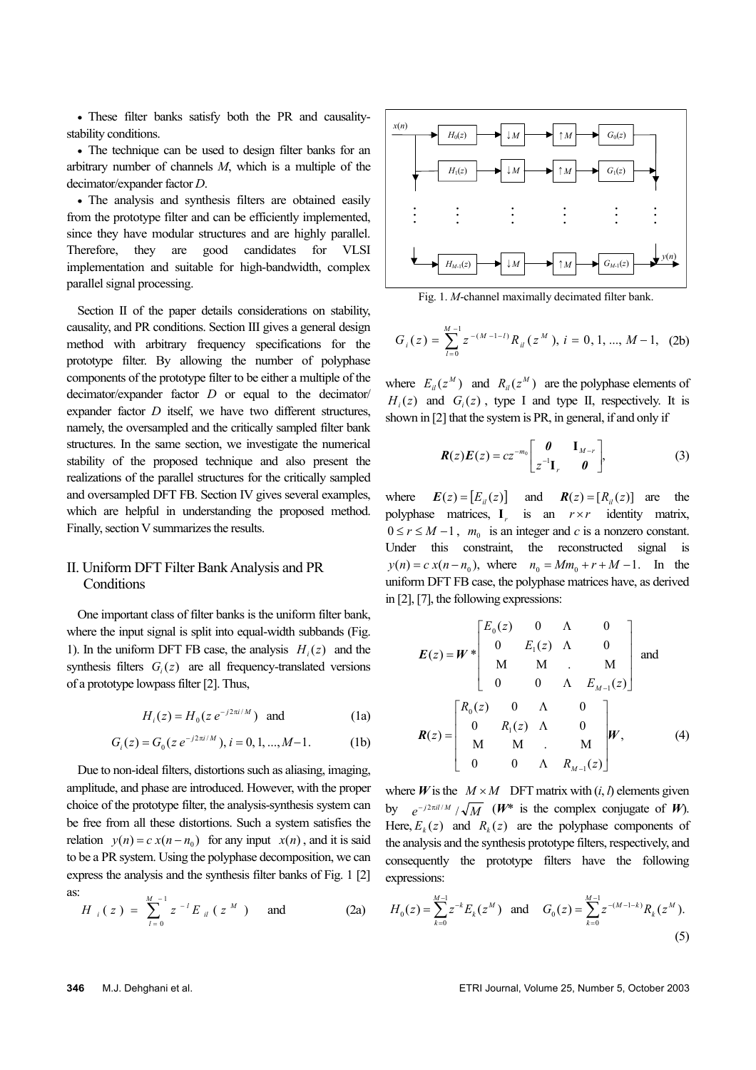- These filter banks satisfy both the PR and causality-stability conditions.
- The technique can be used to design filter banks for an arbitrary number of channels *M*, which is a multiple of the decimator/expander factor *D*.
- The analysis and synthesis filters are obtained easily from the prototype filter and can be efficiently implemented, since they have modular structures and are highly parallel. Therefore, they are good candidates for VLSI implementation and suitable for high-bandwidth, complex parallel signal processing.

Section II of the paper details considerations on stability, causality, and PR conditions. Section III gives a general design method with arbitrary frequency specifications for the prototype filter. By allowing the number of polyphase components of the prototype filter to be either a multiple of the decimator/expander factor *D* or equal to the decimator/expander factor *D* itself, we have two different structures, namely, the oversampled and the critically sampled filter bank structures. In the same section, we investigate the numerical stability of the proposed technique and also present the realizations of the parallel structures for the critically sampled and oversampled DFT FB. Section IV gives several examples, which are helpful in understanding the proposed method. Finally, section V summarizes the results.

## II. Uniform DFT Filter Bank Analysis and PR Conditions

One important class of filter banks is the uniform filter bank, where the input signal is split into equal-width subbands (Fig. 1). In the uniform DFT FB case, the analysis $H_i(z)$ and the synthesis filters $G_i(z)$ are all frequency-translated versions of a prototype lowpass filter [2]. Thus,

$$H_i(z) = H_0(z\,e^{-j2\pi i/M}) \quad \text{and} \tag{1a}$$

$$G_i(z) = G_0(z\,e^{-j2\pi i/M}),\; i = 0, 1, ..., M-1. \tag{1b}$$

Due to non-ideal filters, distortions such as aliasing, imaging, amplitude, and phase are introduced. However, with the proper choice of the prototype filter, the analysis-synthesis system can be free from all these distortions. Such a system satisfies the relation $y(n) = c\,x(n-n_0)$ for any input $x(n)$, and it is said to be a PR system. Using the polyphase decomposition, we can express the analysis and the synthesis filter banks of Fig. 1 [2] as:

$$H_i(z) = \sum_{l=0}^{M-1} z^{-l} E_{il}(z^M) \quad \text{and} \tag{2a}$$

Fig. 1. *M*-channel maximally decimated filter bank.

$$G_i(z) = \sum_{l=0}^{M-1} z^{-(M-1-l)} R_{il}(z^M),\; i = 0, 1, ..., M-1, \tag{2b}$$

where $E_{il}(z^M)$ and $R_{il}(z^M)$ are the polyphase elements of $H_i(z)$ and $G_i(z)$, type I and type II, respectively. It is shown in [2] that the system is PR, in general, if and only if

$$\boldsymbol{R}(z)\boldsymbol{E}(z) = cz^{-m_0}\begin{bmatrix} \boldsymbol{0} & \mathbf{I}_{M-r} \\ z^{-1}\mathbf{I}_r & \boldsymbol{0} \end{bmatrix}, \tag{3}$$

where $\boldsymbol{E}(z) = [E_{il}(z)]$ and $\boldsymbol{R}(z) = [R_{il}(z)]$ are the polyphase matrices, $\mathbf{I}_r$ is an $r \times r$ identity matrix, $0 \le r \le M-1$, $m_0$ is an integer and *c* is a nonzero constant. Under this constraint, the reconstructed signal is $y(n) = c\,x(n-n_0)$, where $n_0 = Mm_0 + r + M - 1$. In the uniform DFT FB case, the polyphase matrices have, as derived in [2], [7], the following expressions:

$$\boldsymbol{E}(z) = \boldsymbol{W}^* \begin{bmatrix} E_0(z) & 0 & \cdots & 0 \\ 0 & E_1(z) & \cdots & 0 \\ \vdots & \vdots & \ddots & \vdots \\ 0 & 0 & \cdots & E_{M-1}(z) \end{bmatrix} \quad \text{and}$$

$$\boldsymbol{R}(z) = \begin{bmatrix} R_0(z) & 0 & \cdots & 0 \\ 0 & R_1(z) & \cdots & 0 \\ \vdots & \vdots & \ddots & \vdots \\ 0 & 0 & \cdots & R_{M-1}(z) \end{bmatrix} \boldsymbol{W}, \tag{4}$$

where $\boldsymbol{W}$ is the $M \times M$ DFT matrix with (*i*, *l*) elements given by $e^{-j2\pi il/M}/\sqrt{M}$ ($\boldsymbol{W}^*$ is the complex conjugate of $\boldsymbol{W}$). Here, $E_k(z)$ and $R_k(z)$ are the polyphase components of the analysis and the synthesis prototype filters, respectively, and consequently the prototype filters have the following expressions:

$$H_0(z) = \sum_{k=0}^{M-1} z^{-k} E_k(z^M) \quad \text{and} \quad G_0(z) = \sum_{k=0}^{M-1} z^{-(M-1-k)} R_k(z^M). \tag{5}$$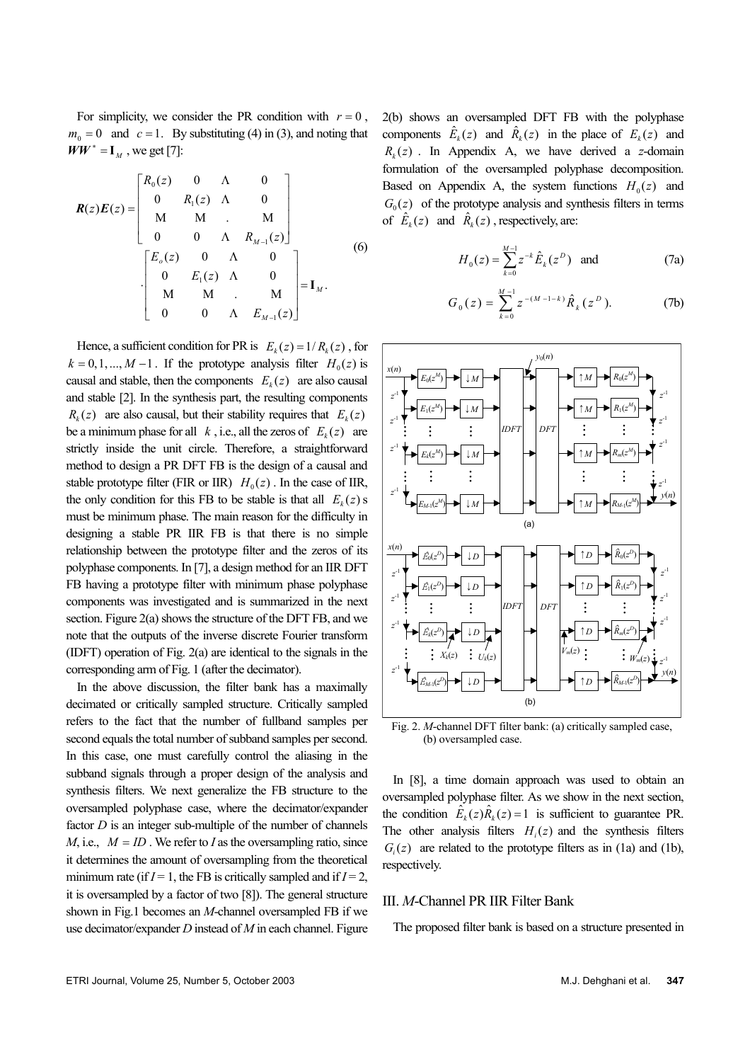For simplicity, we consider the PR condition with $r = 0$, $m_0 = 0$ and $c = 1$. By substituting (4) in (3), and noting that $\boldsymbol{W}\boldsymbol{W}^* = \mathbf{I}_M$, we get [7]:

$$
\boldsymbol{R}(z)\boldsymbol{E}(z) = \begin{bmatrix} R_0(z) & 0 & \Lambda & 0 \\ 0 & R_1(z) & \Lambda & 0 \\ \mathrm{M} & \mathrm{M} & . & \mathrm{M} \\ 0 & 0 & \Lambda & R_{M-1}(z) \end{bmatrix} \cdot \begin{bmatrix} E_o(z) & 0 & \Lambda & 0 \\ 0 & E_1(z) & \Lambda & 0 \\ \mathrm{M} & \mathrm{M} & . & \mathrm{M} \\ 0 & 0 & \Lambda & E_{M-1}(z) \end{bmatrix} = \mathbf{I}_M . \tag{6}
$$

Hence, a sufficient condition for PR is $E_k(z) = 1/R_k(z)$, for $k = 0, 1, ..., M-1$. If the prototype analysis filter $H_0(z)$ is causal and stable, then the components $E_k(z)$ are also causal and stable [2]. In the synthesis part, the resulting components $R_k(z)$ are also causal, but their stability requires that $E_k(z)$ be a minimum phase for all $k$, i.e., all the zeros of $E_k(z)$ are strictly inside the unit circle. Therefore, a straightforward method to design a PR DFT FB is the design of a causal and stable prototype filter (FIR or IIR) $H_0(z)$. In the case of IIR, the only condition for this FB to be stable is that all $E_k(z)$s must be minimum phase. The main reason for the difficulty in designing a stable PR IIR FB is that there is no simple relationship between the prototype filter and the zeros of its polyphase components. In [7], a design method for an IIR DFT FB having a prototype filter with minimum phase polyphase components was investigated and is summarized in the next section. Figure 2(a) shows the structure of the DFT FB, and we note that the outputs of the inverse discrete Fourier transform (IDFT) operation of Fig. 2(a) are identical to the signals in the corresponding arm of Fig. 1 (after the decimator).

In the above discussion, the filter bank has a maximally decimated or critically sampled structure. Critically sampled refers to the fact that the number of fullband samples per second equals the total number of subband samples per second. In this case, one must carefully control the aliasing in the subband signals through a proper design of the analysis and synthesis filters. We next generalize the FB structure to the oversampled polyphase case, where the decimator/expander factor $D$ is an integer sub-multiple of the number of channels $M$, i.e., $M = ID$. We refer to $I$ as the oversampling ratio, since it determines the amount of oversampling from the theoretical minimum rate (if $I = 1$, the FB is critically sampled and if $I = 2$, it is oversampled by a factor of two [8]). The general structure shown in Fig.1 becomes an $M$-channel oversampled FB if we use decimator/expander $D$ instead of $M$ in each channel. Figure 2(b) shows an oversampled DFT FB with the polyphase components $\hat{E}_k(z)$ and $\hat{R}_k(z)$ in the place of $E_k(z)$ and $R_k(z)$. In Appendix A, we have derived a $z$-domain formulation of the oversampled polyphase decomposition. Based on Appendix A, the system functions $H_0(z)$ and $G_0(z)$ of the prototype analysis and synthesis filters in terms of $\hat{E}_k(z)$ and $\hat{R}_k(z)$, respectively, are:

$$
H_0(z) = \sum_{k=0}^{M-1} z^{-k} \hat{E}_k(z^D) \quad \text{and} \tag{7a}
$$

$$
G_0(z) = \sum_{k=0}^{M-1} z^{-(M-1-k)} \hat{R}_k(z^D). \tag{7b}
$$

Fig. 2. $M$-channel DFT filter bank: (a) critically sampled case, (b) oversampled case.

In [8], a time domain approach was used to obtain an oversampled polyphase filter. As we show in the next section, the condition $\hat{E}_k(z)\hat{R}_k(z) = 1$ is sufficient to guarantee PR. The other analysis filters $H_i(z)$ and the synthesis filters $G_i(z)$ are related to the prototype filters as in (1a) and (1b), respectively.

## III. $M$-Channel PR IIR Filter Bank

The proposed filter bank is based on a structure presented in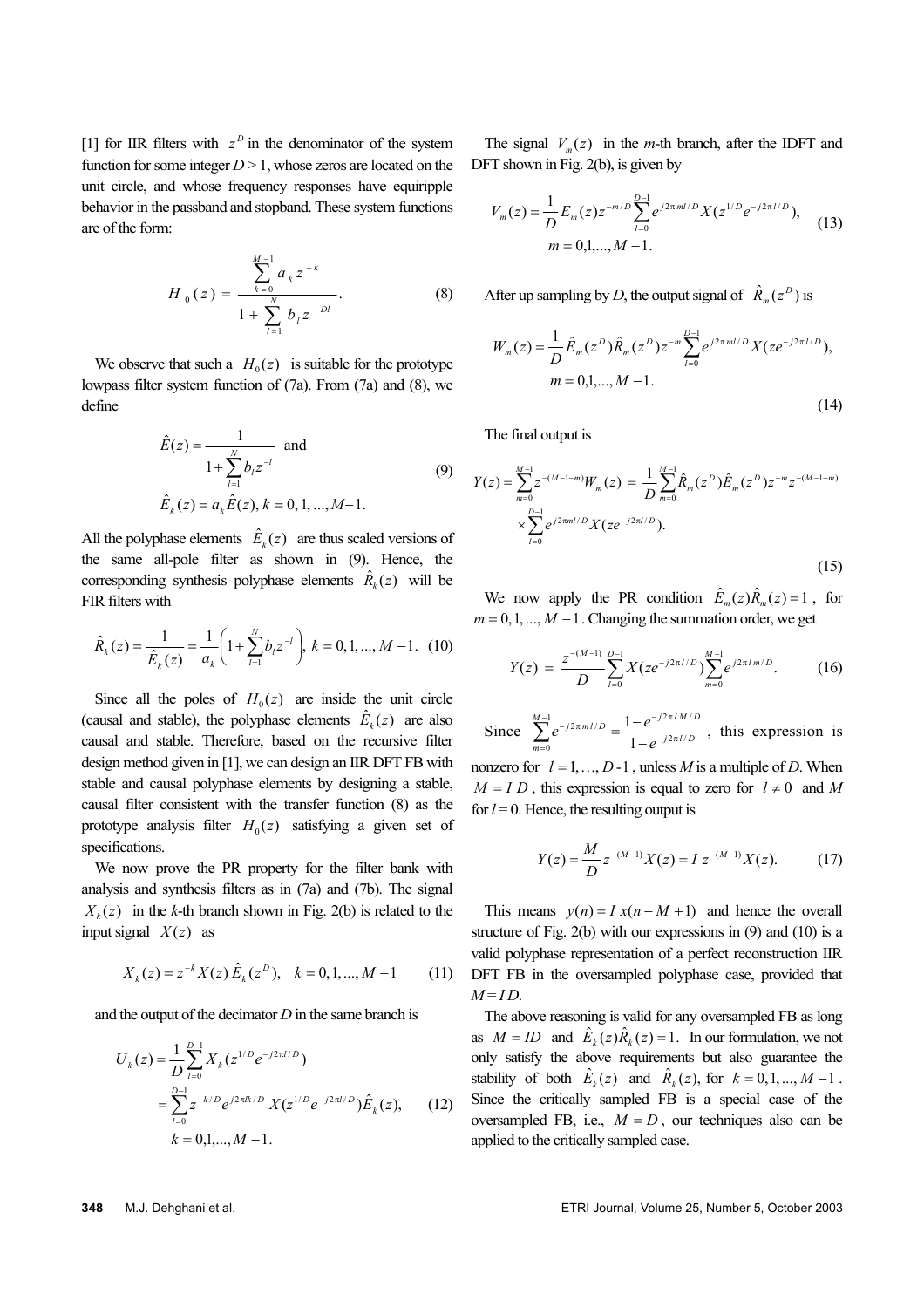[1] for IIR filters with $z^D$ in the denominator of the system function for some integer $D > 1$, whose zeros are located on the unit circle, and whose frequency responses have equiripple behavior in the passband and stopband. These system functions are of the form:

$$H_0(z) = \frac{\sum_{k=0}^{M-1} a_k z^{-k}}{1 + \sum_{l=1}^{N} b_l z^{-Dl}}. \tag{8}$$

We observe that such a $H_0(z)$ is suitable for the prototype lowpass filter system function of (7a). From (7a) and (8), we define

$$\hat{E}(z) = \frac{1}{1 + \sum_{l=1}^{N} b_l z^{-l}} \quad \text{and} \qquad \hat{E}_k(z) = a_k \hat{E}(z), \; k = 0, 1, ..., M-1. \tag{9}$$

All the polyphase elements $\hat{E}_k(z)$ are thus scaled versions of the same all-pole filter as shown in (9). Hence, the corresponding synthesis polyphase elements $\hat{R}_k(z)$ will be FIR filters with

$$\hat{R}_k(z) = \frac{1}{\hat{E}_k(z)} = \frac{1}{a_k}\left(1 + \sum_{l=1}^{N} b_l z^{-l}\right), \; k = 0, 1, ..., M-1. \tag{10}$$

Since all the poles of $H_0(z)$ are inside the unit circle (causal and stable), the polyphase elements $\hat{E}_k(z)$ are also causal and stable. Therefore, based on the recursive filter design method given in [1], we can design an IIR DFT FB with stable and causal polyphase elements by designing a stable, causal filter consistent with the transfer function (8) as the prototype analysis filter $H_0(z)$ satisfying a given set of specifications.

We now prove the PR property for the filter bank with analysis and synthesis filters as in (7a) and (7b). The signal $X_k(z)$ in the $k$-th branch shown in Fig. 2(b) is related to the input signal $X(z)$ as

$$X_k(z) = z^{-k} X(z)\, \hat{E}_k(z^D), \quad k = 0, 1, ..., M-1 \tag{11}$$

and the output of the decimator $D$ in the same branch is

$$\begin{aligned} U_k(z) &= \frac{1}{D} \sum_{l=0}^{D-1} X_k(z^{1/D} e^{-j2\pi l/D}) \\ &= \sum_{l=0}^{D-1} z^{-k/D} e^{j2\pi lk/D}\, X(z^{1/D} e^{-j2\pi l/D}) \hat{E}_k(z), \\ & k = 0, 1, ..., M-1. \end{aligned} \tag{12}$$

The signal $V_m(z)$ in the $m$-th branch, after the IDFT and DFT shown in Fig. 2(b), is given by

$$V_m(z) = \frac{1}{D} E_m(z) z^{-m/D} \sum_{l=0}^{D-1} e^{j2\pi ml/D} X(z^{1/D} e^{-j2\pi l/D}), \quad m = 0, 1, ..., M-1. \tag{13}$$

After up sampling by $D$, the output signal of $\hat{R}_m(z^D)$ is

$$W_m(z) = \frac{1}{D} \hat{E}_m(z^D) \hat{R}_m(z^D) z^{-m} \sum_{l=0}^{D-1} e^{j2\pi ml/D} X(z e^{-j2\pi l/D}), \quad m = 0, 1, ..., M-1. \tag{14}$$

The final output is

$$\begin{aligned} Y(z) &= \sum_{m=0}^{M-1} z^{-(M-1-m)} W_m(z) = \frac{1}{D} \sum_{m=0}^{M-1} \hat{R}_m(z^D) \hat{E}_m(z^D) z^{-m} z^{-(M-1-m)} \\ &\times \sum_{l=0}^{D-1} e^{j2\pi ml/D} X(z e^{-j2\pi l/D}). \end{aligned} \tag{15}$$

We now apply the PR condition $\hat{E}_m(z)\hat{R}_m(z) = 1$, for $m = 0, 1, ..., M-1$. Changing the summation order, we get

$$Y(z) = \frac{z^{-(M-1)}}{D} \sum_{l=0}^{D-1} X(z e^{-j2\pi l/D}) \sum_{m=0}^{M-1} e^{j2\pi lm/D}. \tag{16}$$

Since $\sum_{m=0}^{M-1} e^{-j2\pi ml/D} = \frac{1 - e^{-j2\pi lM/D}}{1 - e^{-j2\pi l/D}}$, this expression is nonzero for $l = 1, \ldots, D-1$, unless $M$ is a multiple of $D$. When $M = I\,D$, this expression is equal to zero for $l \neq 0$ and $M$ for $l = 0$. Hence, the resulting output is

$$Y(z) = \frac{M}{D} z^{-(M-1)} X(z) = I\, z^{-(M-1)} X(z). \tag{17}$$

This means $y(n) = I\, x(n - M + 1)$ and hence the overall structure of Fig. 2(b) with our expressions in (9) and (10) is a valid polyphase representation of a perfect reconstruction IIR DFT FB in the oversampled polyphase case, provided that $M = I\,D$.

The above reasoning is valid for any oversampled FB as long as $M = ID$ and $\hat{E}_k(z)\hat{R}_k(z) = 1$. In our formulation, we not only satisfy the above requirements but also guarantee the stability of both $\hat{E}_k(z)$ and $\hat{R}_k(z)$, for $k = 0, 1, ..., M-1$. Since the critically sampled FB is a special case of the oversampled FB, i.e., $M = D$, our techniques also can be applied to the critically sampled case.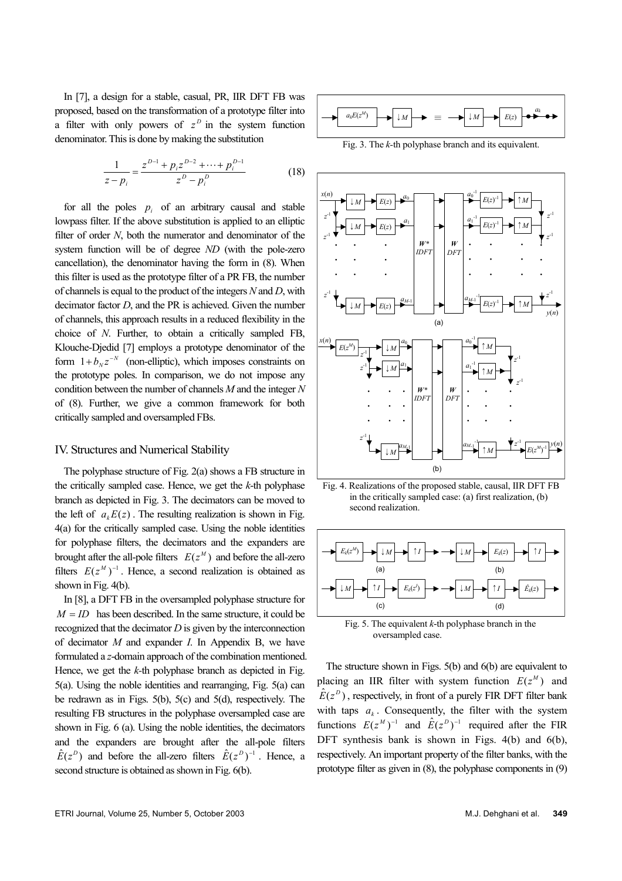In [7], a design for a stable, casual, PR, IIR DFT FB was proposed, based on the transformation of a prototype filter into a filter with only powers of $z^D$ in the system function denominator. This is done by making the substitution

$$\frac{1}{z-p_i}=\frac{z^{D-1}+p_i z^{D-2}+\cdots+p_i^{D-1}}{z^D-p_i^D} \tag{18}$$

for all the poles $p_i$ of an arbitrary causal and stable lowpass filter. If the above substitution is applied to an elliptic filter of order $N$, both the numerator and denominator of the system function will be of degree $ND$ (with the pole-zero cancellation), the denominator having the form in (8). When this filter is used as the prototype filter of a PR FB, the number of channels is equal to the product of the integers $N$ and $D$, with decimator factor $D$, and the PR is achieved. Given the number of channels, this approach results in a reduced flexibility in the choice of $N$. Further, to obtain a critically sampled FB, Klouche-Djedid [7] employs a prototype denominator of the form $1+b_N z^{-N}$ (non-elliptic), which imposes constraints on the prototype poles. In comparison, we do not impose any condition between the number of channels $M$ and the integer $N$ of (8). Further, we give a common framework for both critically sampled and oversampled FBs.

## IV. Structures and Numerical Stability

The polyphase structure of Fig. 2(a) shows a FB structure in the critically sampled case. Hence, we get the $k$-th polyphase branch as depicted in Fig. 3. The decimators can be moved to the left of $a_k E(z)$. The resulting realization is shown in Fig. 4(a) for the critically sampled case. Using the noble identities for polyphase filters, the decimators and the expanders are brought after the all-pole filters $E(z^M)$ and before the all-zero filters $E(z^M)^{-1}$. Hence, a second realization is obtained as shown in Fig. 4(b).

In [8], a DFT FB in the oversampled polyphase structure for $M = ID$ has been described. In the same structure, it could be recognized that the decimator $D$ is given by the interconnection of decimator $M$ and expander $I$. In Appendix B, we have formulated a $z$-domain approach of the combination mentioned. Hence, we get the $k$-th polyphase branch as depicted in Fig. 5(a). Using the noble identities and rearranging, Fig. 5(a) can be redrawn as in Figs. 5(b), 5(c) and 5(d), respectively. The resulting FB structures in the polyphase oversampled case are shown in Fig. 6 (a). Using the noble identities, the decimators and the expanders are brought after the all-pole filters $\hat{E}(z^D)$ and before the all-zero filters $\hat{E}(z^D)^{-1}$. Hence, a second structure is obtained as shown in Fig. 6(b).

Fig. 3. The $k$-th polyphase branch and its equivalent.

Fig. 4. Realizations of the proposed stable, causal, IIR DFT FB in the critically sampled case: (a) first realization, (b) second realization.

Fig. 5. The equivalent $k$-th polyphase branch in the oversampled case.

The structure shown in Figs. 5(b) and 6(b) are equivalent to placing an IIR filter with system function $E(z^M)$ and $\hat{E}(z^D)$, respectively, in front of a purely FIR DFT filter bank with taps $a_k$. Consequently, the filter with the system functions $E(z^M)^{-1}$ and $\hat{E}(z^D)^{-1}$ required after the FIR DFT synthesis bank is shown in Figs. 4(b) and 6(b), respectively. An important property of the filter banks, with the prototype filter as given in (8), the polyphase components in (9)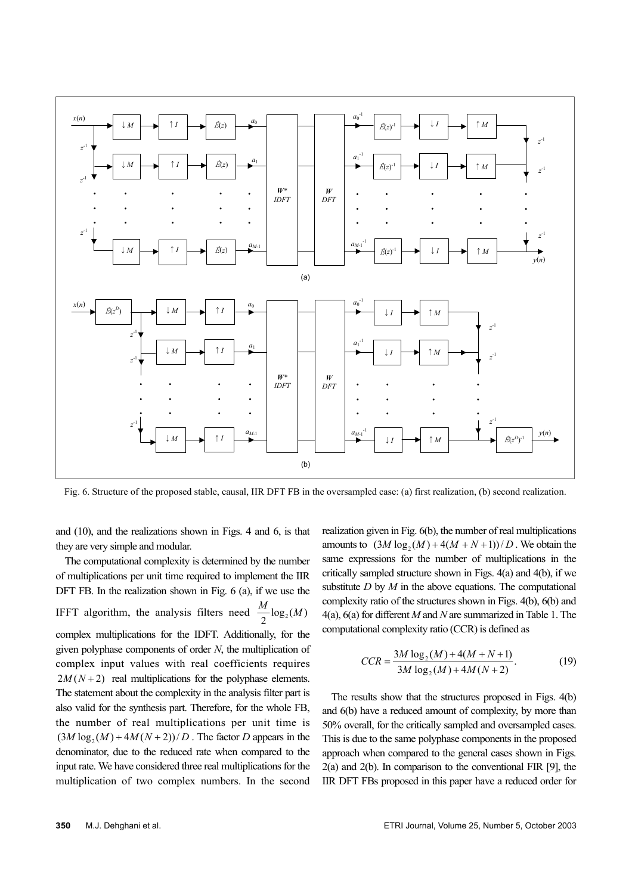Fig. 6. Structure of the proposed stable, causal, IIR DFT FB in the oversampled case: (a) first realization, (b) second realization.

and (10), and the realizations shown in Figs. 4 and 6, is that they are very simple and modular.

The computational complexity is determined by the number of multiplications per unit time required to implement the IIR DFT FB. In the realization shown in Fig. 6 (a), if we use the IFFT algorithm, the analysis filters need $\frac{M}{2}\log_2(M)$ complex multiplications for the IDFT. Additionally, for the given polyphase components of order $N$, the multiplication of complex input values with real coefficients requires $2M(N+2)$ real multiplications for the polyphase elements. The statement about the complexity in the analysis filter part is also valid for the synthesis part. Therefore, for the whole FB, the number of real multiplications per unit time is $(3M\log_2(M)+4M(N+2))/D$. The factor $D$ appears in the denominator, due to the reduced rate when compared to the input rate. We have considered three real multiplications for the multiplication of two complex numbers. In the second realization given in Fig. 6(b), the number of real multiplications amounts to $(3M\log_2(M)+4(M+N+1))/D$. We obtain the same expressions for the number of multiplications in the critically sampled structure shown in Figs. 4(a) and 4(b), if we substitute $D$ by $M$ in the above equations. The computational complexity ratio of the structures shown in Figs. 4(b), 6(b) and 4(a), 6(a) for different $M$ and $N$ are summarized in Table 1. The computational complexity ratio (CCR) is defined as

$$CCR = \frac{3M\log_2(M)+4(M+N+1)}{3M\log_2(M)+4M(N+2)}. \tag{19}$$

The results show that the structures proposed in Figs. 4(b) and 6(b) have a reduced amount of complexity, by more than 50% overall, for the critically sampled and oversampled cases. This is due to the same polyphase components in the proposed approach when compared to the general cases shown in Figs. 2(a) and 2(b). In comparison to the conventional FIR [9], the IIR DFT FBs proposed in this paper have a reduced order for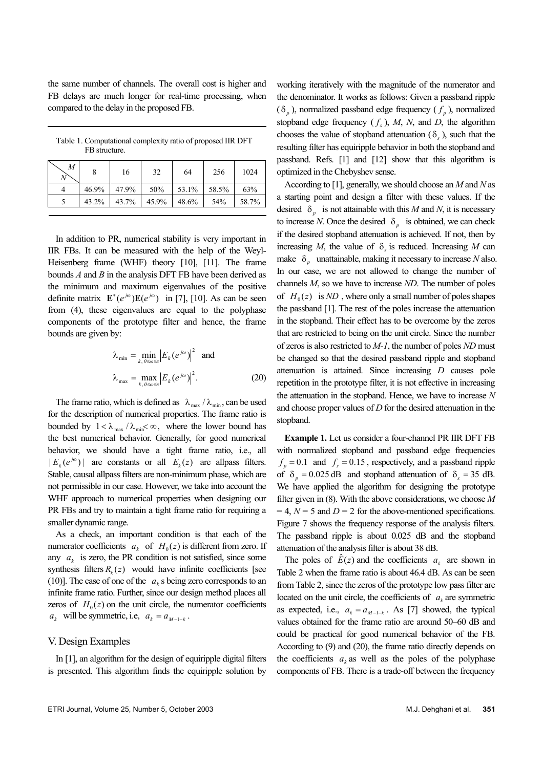the same number of channels. The overall cost is higher and FB delays are much longer for real-time processing, when compared to the delay in the proposed FB.

Table 1. Computational complexity ratio of proposed IIR DFT FB structure.

| N \ M | 8 | 16 | 32 | 64 | 256 | 1024 |
|---|---|---|---|---|---|---|
| 4 | 46.9% | 47.9% | 50% | 53.1% | 58.5% | 63% |
| 5 | 43.2% | 43.7% | 45.9% | 48.6% | 54% | 58.7% |

In addition to PR, numerical stability is very important in IIR FBs. It can be measured with the help of the Weyl-Heisenberg frame (WHF) theory [10], [11]. The frame bounds *A* and *B* in the analysis DFT FB have been derived as the minimum and maximum eigenvalues of the positive definite matrix $\mathbf{E}^{*}(e^{j\omega})\mathbf{E}(e^{j\omega})$ in [7], [10]. As can be seen from (4), these eigenvalues are equal to the polyphase components of the prototype filter and hence, the frame bounds are given by:

$$\lambda_{\min} = \min_{k,\, 0\le\omega\le\pi} \left|E_k(e^{j\omega})\right|^2 \quad \text{and}$$
$$\lambda_{\max} = \max_{k,\, 0\le\omega\le\pi} \left|E_k(e^{j\omega})\right|^2. \tag{20}$$

The frame ratio, which is defined as $\lambda_{\max}/\lambda_{\min}$, can be used for the description of numerical properties. The frame ratio is bounded by $1 < \lambda_{\max}/\lambda_{\min} < \infty$, where the lower bound has the best numerical behavior. Generally, for good numerical behavior, we should have a tight frame ratio, i.e., all $|E_k(e^{j\omega})|$ are constants or all $E_k(z)$ are allpass filters. Stable, causal allpass filters are non-minimum phase, which are not permissible in our case. However, we take into account the WHF approach to numerical properties when designing our PR FBs and try to maintain a tight frame ratio for requiring a smaller dynamic range.

As a check, an important condition is that each of the numerator coefficients $a_k$ of $H_0(z)$ is different from zero. If any $a_k$ is zero, the PR condition is not satisfied, since some synthesis filters $R_k(z)$ would have infinite coefficients [see (10)]. The case of one of the $a_k$s being zero corresponds to an infinite frame ratio. Further, since our design method places all zeros of $H_0(z)$ on the unit circle, the numerator coefficients $a_k$ will be symmetric, i.e, $a_k = a_{M-1-k}$.

## V. Design Examples

In [1], an algorithm for the design of equiripple digital filters is presented. This algorithm finds the equiripple solution by working iteratively with the magnitude of the numerator and the denominator. It works as follows: Given a passband ripple ($\delta_p$), normalized passband edge frequency ($f_p$), normalized stopband edge frequency ($f_s$), *M*, *N*, and *D*, the algorithm chooses the value of stopband attenuation ($\delta_s$), such that the resulting filter has equiripple behavior in both the stopband and passband. Refs. [1] and [12] show that this algorithm is optimized in the Chebyshev sense.

According to [1], generally, we should choose an *M* and *N* as a starting point and design a filter with these values. If the desired $\delta_p$ is not attainable with this *M* and *N*, it is necessary to increase *N*. Once the desired $\delta_p$ is obtained, we can check if the desired stopband attenuation is achieved. If not, then by increasing *M*, the value of $\delta_s$ is reduced. Increasing *M* can make $\delta_p$ unattainable, making it necessary to increase *N* also. In our case, we are not allowed to change the number of channels *M*, so we have to increase *ND*. The number of poles of $H_0(z)$ is *ND*, where only a small number of poles shapes the passband [1]. The rest of the poles increase the attenuation in the stopband. Their effect has to be overcome by the zeros that are restricted to being on the unit circle. Since the number of zeros is also restricted to *M-1*, the number of poles *ND* must be changed so that the desired passband ripple and stopband attenuation is attained. Since increasing *D* causes pole repetition in the prototype filter, it is not effective in increasing the attenuation in the stopband. Hence, we have to increase *N* and choose proper values of *D* for the desired attenuation in the stopband.

**Example 1.** Let us consider a four-channel PR IIR DFT FB with normalized stopband and passband edge frequencies $f_p = 0.1$ and $f_s = 0.15$, respectively, and a passband ripple of $\delta_p = 0.025$ dB and stopband attenuation of $\delta_s = 35$ dB. We have applied the algorithm for designing the prototype filter given in (8). With the above considerations, we choose $M = 4$, $N = 5$ and $D = 2$ for the above-mentioned specifications. Figure 7 shows the frequency response of the analysis filters. The passband ripple is about 0.025 dB and the stopband attenuation of the analysis filter is about 38 dB.

The poles of $\hat{E}(z)$ and the coefficients $a_k$ are shown in Table 2 when the frame ratio is about 46.4 dB. As can be seen from Table 2, since the zeros of the prototype low pass filter are located on the unit circle, the coefficients of $a_k$ are symmetric as expected, i.e., $a_k = a_{M-1-k}$. As [7] showed, the typical values obtained for the frame ratio are around 50–60 dB and could be practical for good numerical behavior of the FB. According to (9) and (20), the frame ratio directly depends on the coefficients $a_k$ as well as the poles of the polyphase components of FB. There is a trade-off between the frequency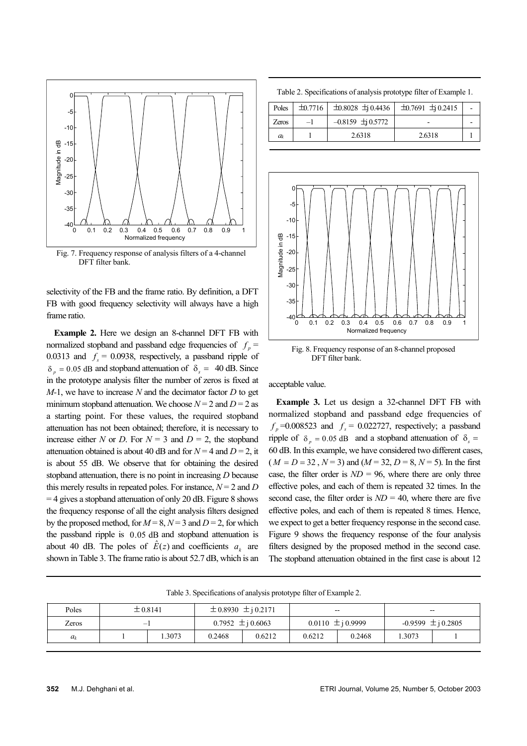Fig. 7. Frequency response of analysis filters of a 4-channel DFT filter bank.

selectivity of the FB and the frame ratio. By definition, a DFT FB with good frequency selectivity will always have a high frame ratio.

**Example 2.** Here we design an 8-channel DFT FB with normalized stopband and passband edge frequencies of $f_p$ = 0.0313 and $f_s$ = 0.0938, respectively, a passband ripple of $\delta_p = 0.05$ dB and stopband attenuation of $\delta_s$ = 40 dB. Since in the prototype analysis filter the number of zeros is fixed at $M$-1, we have to increase $N$ and the decimator factor $D$ to get minimum stopband attenuation. We choose $N = 2$ and $D = 2$ as a starting point. For these values, the required stopband attenuation has not been obtained; therefore, it is necessary to increase either $N$ or $D$. For $N = 3$ and $D = 2$, the stopband attenuation obtained is about 40 dB and for $N = 4$ and $D = 2$, it is about 55 dB. We observe that for obtaining the desired stopband attenuation, there is no point in increasing $D$ because this merely results in repeated poles. For instance, $N = 2$ and $D = 4$ gives a stopband attenuation of only 20 dB. Figure 8 shows the frequency response of all the eight analysis filters designed by the proposed method, for $M = 8$, $N = 3$ and $D = 2$, for which the passband ripple is 0.05 dB and stopband attenuation is about 40 dB. The poles of $\hat{E}(z)$ and coefficients $a_k$ are shown in Table 3. The frame ratio is about 52.7 dB, which is an acceptable value.

Table 2. Specifications of analysis prototype filter of Example 1.

| Poles | ±0.7716 | ±0.8028 ±j 0.4436 | ±0.7691 ±j 0.2415 | - |
|---|---|---|---|---|
| Zeros | –1 | –0.8159 ±j 0.5772 | - | - |
| $a_k$ | 1 | 2.6318 | 2.6318 | 1 |

Fig. 8. Frequency response of an 8-channel proposed DFT filter bank.

**Example 3.** Let us design a 32-channel DFT FB with normalized stopband and passband edge frequencies of $f_p$=0.008523 and $f_s$ = 0.022727, respectively; a passband ripple of $\delta_p = 0.05$ dB and a stopband attenuation of $\delta_s$ = 60 dB. In this example, we have considered two different cases, ($M = D = 32$, $N = 3$) and ($M = 32$, $D = 8$, $N = 5$). In the first case, the filter order is $ND = 96$, where there are only three effective poles, and each of them is repeated 32 times. In the second case, the filter order is $ND = 40$, where there are five effective poles, and each of them is repeated 8 times. Hence, we expect to get a better frequency response in the second case. Figure 9 shows the frequency response of the four analysis filters designed by the proposed method in the second case. The stopband attenuation obtained in the first case is about 12

Table 3. Specifications of analysis prototype filter of Example 2.

| Poles | ±0.8141 | | ±0.8930 ±j 0.2171 | | -- | | -- | |
|---|---|---|---|---|---|---|---|---|
| Zeros | –1 | | 0.7952 ±j 0.6063 | | 0.0110 ±j 0.9999 | | -0.9599 ±j 0.2805 | |
| $a_k$ | 1 | 1.3073 | 0.2468 | 0.6212 | 0.6212 | 0.2468 | 1.3073 | 1 |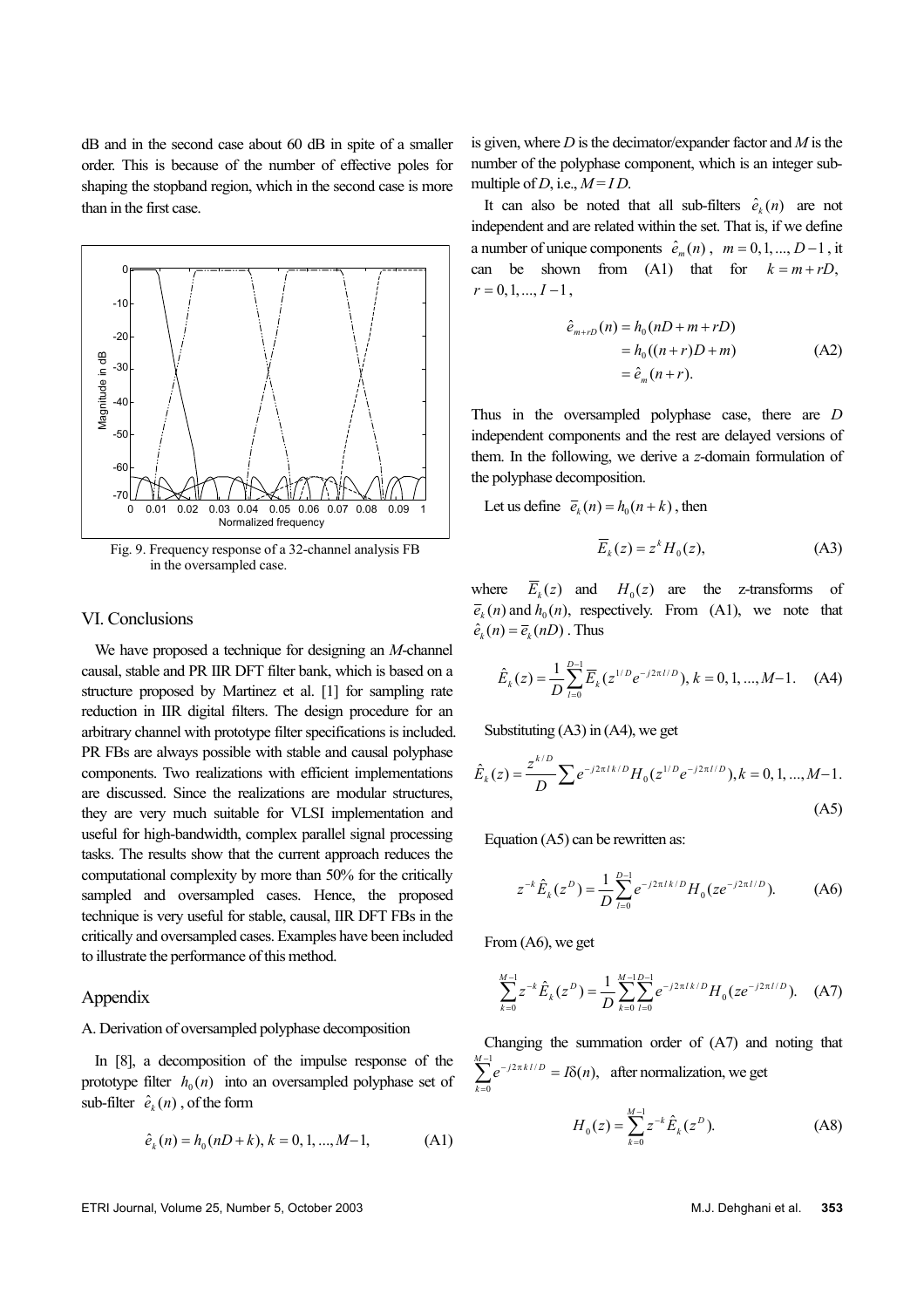dB and in the second case about 60 dB in spite of a smaller order. This is because of the number of effective poles for shaping the stopband region, which in the second case is more than in the first case.

Fig. 9. Frequency response of a 32-channel analysis FB in the oversampled case.

## VI. Conclusions

We have proposed a technique for designing an *M*-channel causal, stable and PR IIR DFT filter bank, which is based on a structure proposed by Martinez et al. [1] for sampling rate reduction in IIR digital filters. The design procedure for an arbitrary channel with prototype filter specifications is included. PR FBs are always possible with stable and causal polyphase components. Two realizations with efficient implementations are discussed. Since the realizations are modular structures, they are very much suitable for VLSI implementation and useful for high-bandwidth, complex parallel signal processing tasks. The results show that the current approach reduces the computational complexity by more than 50% for the critically sampled and oversampled cases. Hence, the proposed technique is very useful for stable, causal, IIR DFT FBs in the critically and oversampled cases. Examples have been included to illustrate the performance of this method.

## Appendix

### A. Derivation of oversampled polyphase decomposition

In [8], a decomposition of the impulse response of the prototype filter $h_0(n)$ into an oversampled polyphase set of sub-filter $\hat{e}_k(n)$, of the form

$$\hat{e}_k(n) = h_0(nD + k), k = 0, 1, ..., M-1, \tag{A1}$$

is given, where $D$ is the decimator/expander factor and $M$ is the number of the polyphase component, which is an integer sub-multiple of $D$, i.e., $M = I D$.

It can also be noted that all sub-filters $\hat{e}_k(n)$ are not independent and are related within the set. That is, if we define a number of unique components $\hat{e}_m(n)$, $m = 0, 1, ..., D-1$, it can be shown from (A1) that for $k = m + rD$, $r = 0, 1, ..., I-1$,

$$\begin{aligned}\hat{e}_{m+rD}(n) &= h_0(nD + m + rD) \\ &= h_0((n+r)D + m) \\ &= \hat{e}_m(n+r).\end{aligned} \tag{A2}$$

Thus in the oversampled polyphase case, there are $D$ independent components and the rest are delayed versions of them. In the following, we derive a *z*-domain formulation of the polyphase decomposition.

Let us define $\overline{e}_k(n) = h_0(n+k)$, then

$$\overline{E}_k(z) = z^k H_0(z), \tag{A3}$$

where $\overline{E}_k(z)$ and $H_0(z)$ are the z-transforms of $\overline{e}_k(n)$ and $h_0(n)$, respectively. From (A1), we note that $\hat{e}_k(n) = \overline{e}_k(nD)$. Thus

$$\hat{E}_k(z) = \frac{1}{D}\sum_{l=0}^{D-1} \overline{E}_k(z^{1/D} e^{-j2\pi l/D}), k = 0, 1, ..., M-1. \tag{A4}$$

Substituting (A3) in (A4), we get

$$\hat{E}_k(z) = \frac{z^{k/D}}{D}\sum e^{-j2\pi l k/D} H_0(z^{1/D} e^{-j2\pi l/D}), k = 0, 1, ..., M-1. \tag{A5}$$

Equation (A5) can be rewritten as:

$$z^{-k}\hat{E}_k(z^D) = \frac{1}{D}\sum_{l=0}^{D-1} e^{-j2\pi l k/D} H_0(z e^{-j2\pi l/D}). \tag{A6}$$

From (A6), we get

$$\sum_{k=0}^{M-1} z^{-k}\hat{E}_k(z^D) = \frac{1}{D}\sum_{k=0}^{M-1}\sum_{l=0}^{D-1} e^{-j2\pi l k/D} H_0(z e^{-j2\pi l/D}). \tag{A7}$$

Changing the summation order of (A7) and noting that $\sum_{k=0}^{M-1} e^{-j2\pi k l/D} = I\delta(n)$, after normalization, we get

$$H_0(z) = \sum_{k=0}^{M-1} z^{-k}\hat{E}_k(z^D). \tag{A8}$$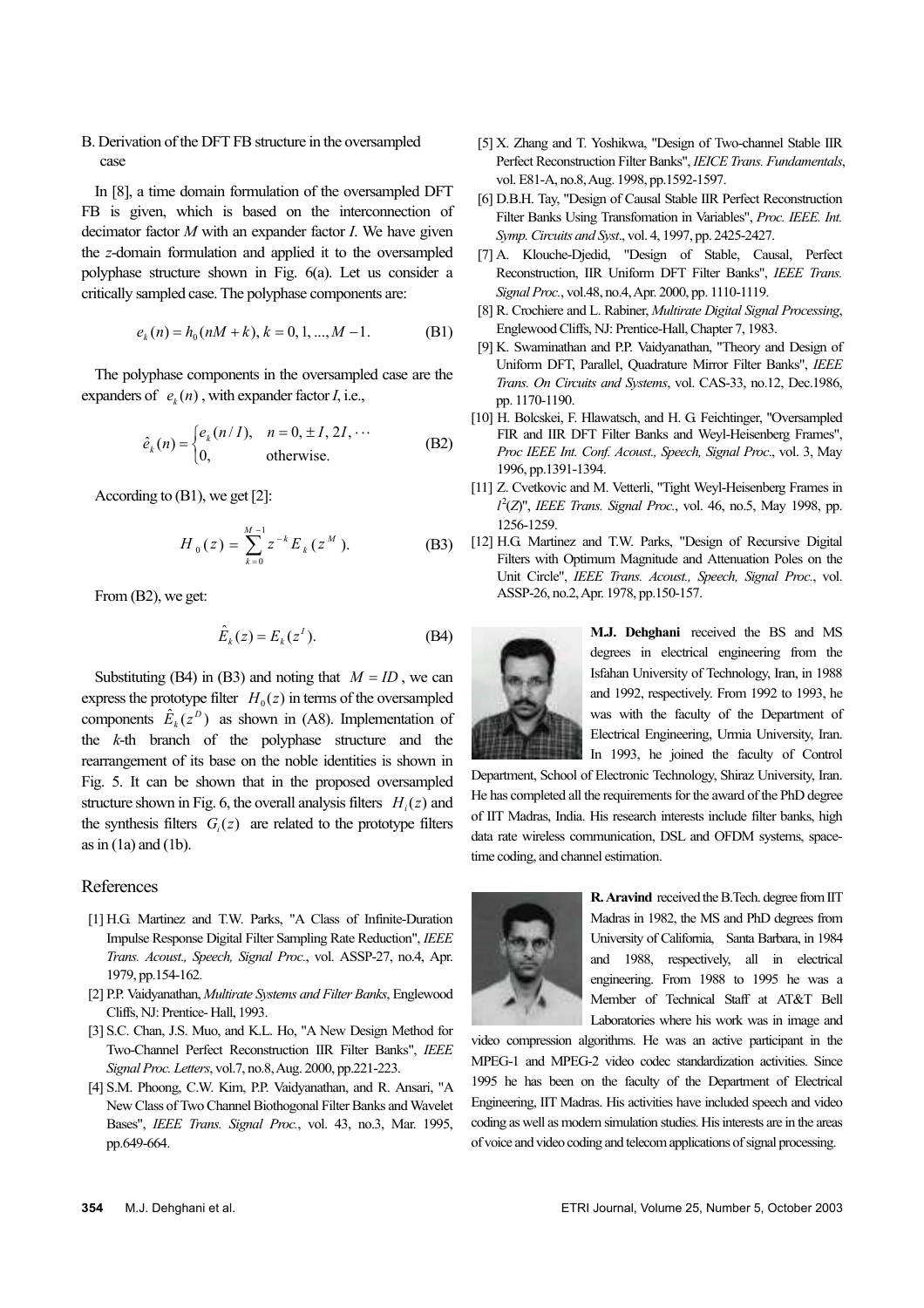B. Derivation of the DFT FB structure in the oversampled case

In [8], a time domain formulation of the oversampled DFT FB is given, which is based on the interconnection of decimator factor $M$ with an expander factor $I$. We have given the $z$-domain formulation and applied it to the oversampled polyphase structure shown in Fig. 6(a). Let us consider a critically sampled case. The polyphase components are:

$$e_k(n) = h_0(nM + k), k = 0, 1, ..., M - 1. \quad \text{(B1)}$$

The polyphase components in the oversampled case are the expanders of $e_k(n)$, with expander factor $I$, i.e.,

$$\hat{e}_k(n) = \begin{cases} e_k(n/I), & n = 0, \pm I, 2I, \cdots \\ 0, & \text{otherwise.} \end{cases} \quad \text{(B2)}$$

According to (B1), we get [2]:

$$H_0(z) = \sum_{k=0}^{M-1} z^{-k} E_k(z^M). \quad \text{(B3)}$$

From (B2), we get:

$$\hat{E}_k(z) = E_k(z^I). \quad \text{(B4)}$$

Substituting (B4) in (B3) and noting that $M = ID$, we can express the prototype filter $H_0(z)$ in terms of the oversampled components $\hat{E}_k(z^D)$ as shown in (A8). Implementation of the $k$-th branch of the polyphase structure and the rearrangement of its base on the noble identities is shown in Fig. 5. It can be shown that in the proposed oversampled structure shown in Fig. 6, the overall analysis filters $H_i(z)$ and the synthesis filters $G_i(z)$ are related to the prototype filters as in (1a) and (1b).

## References

[1] H.G. Martinez and T.W. Parks, "A Class of Infinite-Duration Impulse Response Digital Filter Sampling Rate Reduction", *IEEE Trans. Acoust., Speech, Signal Proc.*, vol. ASSP-27, no.4, Apr. 1979, pp.154-162.

[2] P.P. Vaidyanathan, *Multirate Systems and Filter Banks*, Englewood Cliffs, NJ: Prentice- Hall, 1993.

[3] S.C. Chan, J.S. Muo, and K.L. Ho, "A New Design Method for Two-Channel Perfect Reconstruction IIR Filter Banks", *IEEE Signal Proc. Letters*, vol.7, no.8, Aug. 2000, pp.221-223.

[4] S.M. Phoong, C.W. Kim, P.P. Vaidyanathan, and R. Ansari, "A New Class of Two Channel Biothogonal Filter Banks and Wavelet Bases", *IEEE Trans. Signal Proc.*, vol. 43, no.3, Mar. 1995, pp.649-664.

[5] X. Zhang and T. Yoshikwa, "Design of Two-channel Stable IIR Perfect Reconstruction Filter Banks", *IEICE Trans. Fundamentals*, vol. E81-A, no.8, Aug. 1998, pp.1592-1597.

[6] D.B.H. Tay, "Design of Causal Stable IIR Perfect Reconstruction Filter Banks Using Transfomation in Variables", *Proc. IEEE. Int. Symp. Circuits and Syst*., vol. 4, 1997, pp. 2425-2427.

[7] A. Klouche-Djedid, "Design of Stable, Causal, Perfect Reconstruction, IIR Uniform DFT Filter Banks", *IEEE Trans. Signal Proc.*, vol.48, no.4, Apr. 2000, pp. 1110-1119.

[8] R. Crochiere and L. Rabiner, *Multirate Digital Signal Processing*, Englewood Cliffs, NJ: Prentice-Hall, Chapter 7, 1983.

[9] K. Swaminathan and P.P. Vaidyanathan, "Theory and Design of Uniform DFT, Parallel, Quadrature Mirror Filter Banks", *IEEE Trans. On Circuits and Systems*, vol. CAS-33, no.12, Dec.1986, pp. 1170-1190.

[10] H. Bolcskei, F. Hlawatsch, and H. G. Feichtinger, "Oversampled FIR and IIR DFT Filter Banks and Weyl-Heisenberg Frames", *Proc IEEE Int. Conf. Acoust., Speech, Signal Proc*., vol. 3, May 1996, pp.1391-1394.

[11] Z. Cvetkovic and M. Vetterli, "Tight Weyl-Heisenberg Frames in $l^2(Z)$", *IEEE Trans. Signal Proc.*, vol. 46, no.5, May 1998, pp. 1256-1259.

[12] H.G. Martinez and T.W. Parks, "Design of Recursive Digital Filters with Optimum Magnitude and Attenuation Poles on the Unit Circle", *IEEE Trans. Acoust., Speech, Signal Proc.*, vol. ASSP-26, no.2, Apr. 1978, pp.150-157.

**M.J. Dehghani** received the BS and MS degrees in electrical engineering from the Isfahan University of Technology, Iran, in 1988 and 1992, respectively. From 1992 to 1993, he was with the faculty of the Department of Electrical Engineering, Urmia University, Iran. In 1993, he joined the faculty of Control Department, School of Electronic Technology, Shiraz University, Iran. He has completed all the requirements for the award of the PhD degree of IIT Madras, India. His research interests include filter banks, high data rate wireless communication, DSL and OFDM systems, space-time coding, and channel estimation.

**R. Aravind** received the B.Tech. degree from IIT Madras in 1982, the MS and PhD degrees from University of California, Santa Barbara, in 1984 and 1988, respectively, all in electrical engineering. From 1988 to 1995 he was a Member of Technical Staff at AT&T Bell Laboratories where his work was in image and video compression algorithms. He was an active participant in the MPEG-1 and MPEG-2 video codec standardization activities. Since 1995 he has been on the faculty of the Department of Electrical Engineering, IIT Madras. His activities have included speech and video coding as well as modem simulation studies. His interests are in the areas of voice and video coding and telecom applications of signal processing.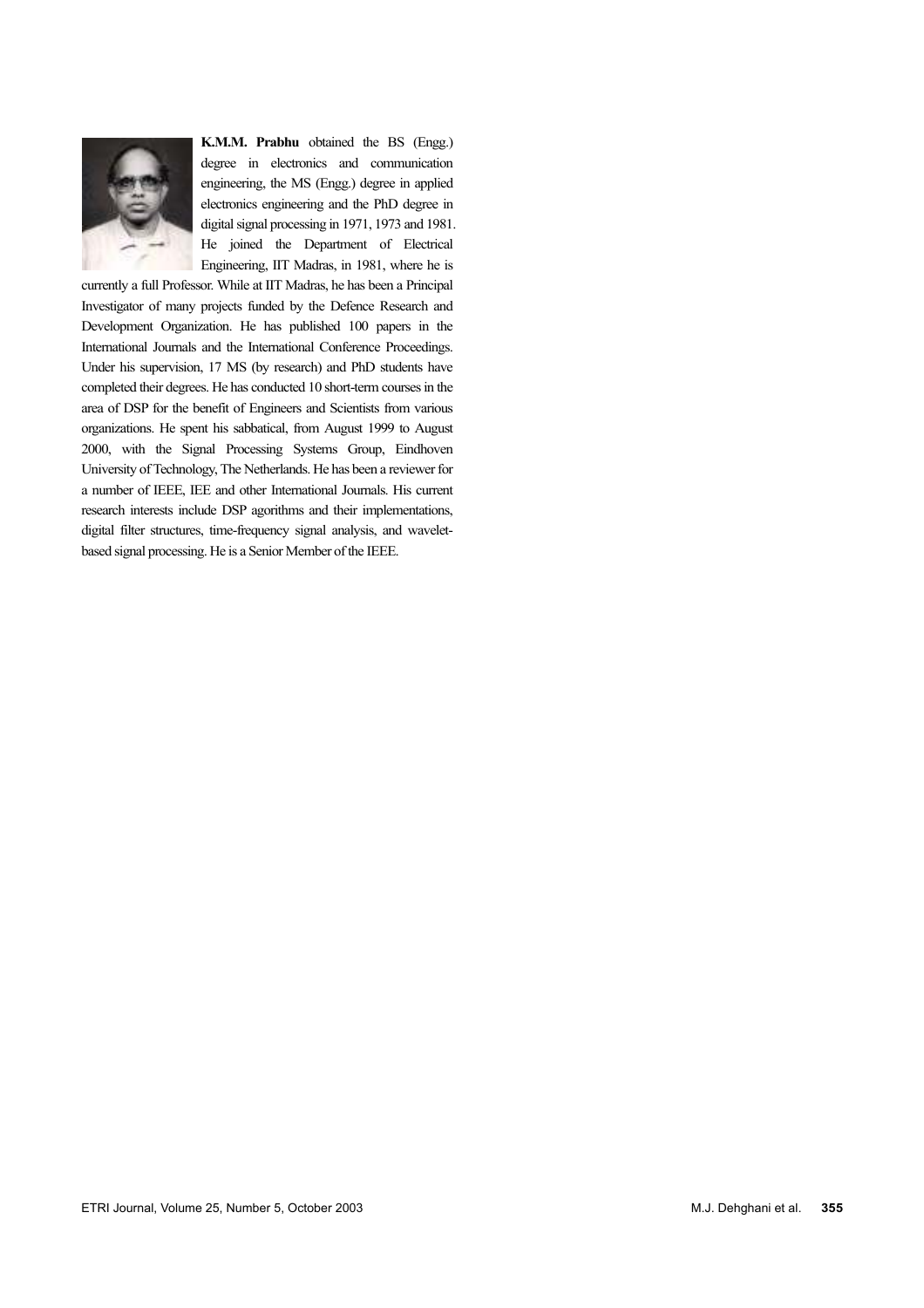**K.M.M. Prabhu** obtained the BS (Engg.) degree in electronics and communication engineering, the MS (Engg.) degree in applied electronics engineering and the PhD degree in digital signal processing in 1971, 1973 and 1981. He joined the Department of Electrical Engineering, IIT Madras, in 1981, where he is currently a full Professor. While at IIT Madras, he has been a Principal Investigator of many projects funded by the Defence Research and Development Organization. He has published 100 papers in the International Journals and the International Conference Proceedings. Under his supervision, 17 MS (by research) and PhD students have completed their degrees. He has conducted 10 short-term courses in the area of DSP for the benefit of Engineers and Scientists from various organizations. He spent his sabbatical, from August 1999 to August 2000, with the Signal Processing Systems Group, Eindhoven University of Technology, The Netherlands. He has been a reviewer for a number of IEEE, IEE and other International Journals. His current research interests include DSP agorithms and their implementations, digital filter structures, time-frequency signal analysis, and wavelet-based signal processing. He is a Senior Member of the IEEE.